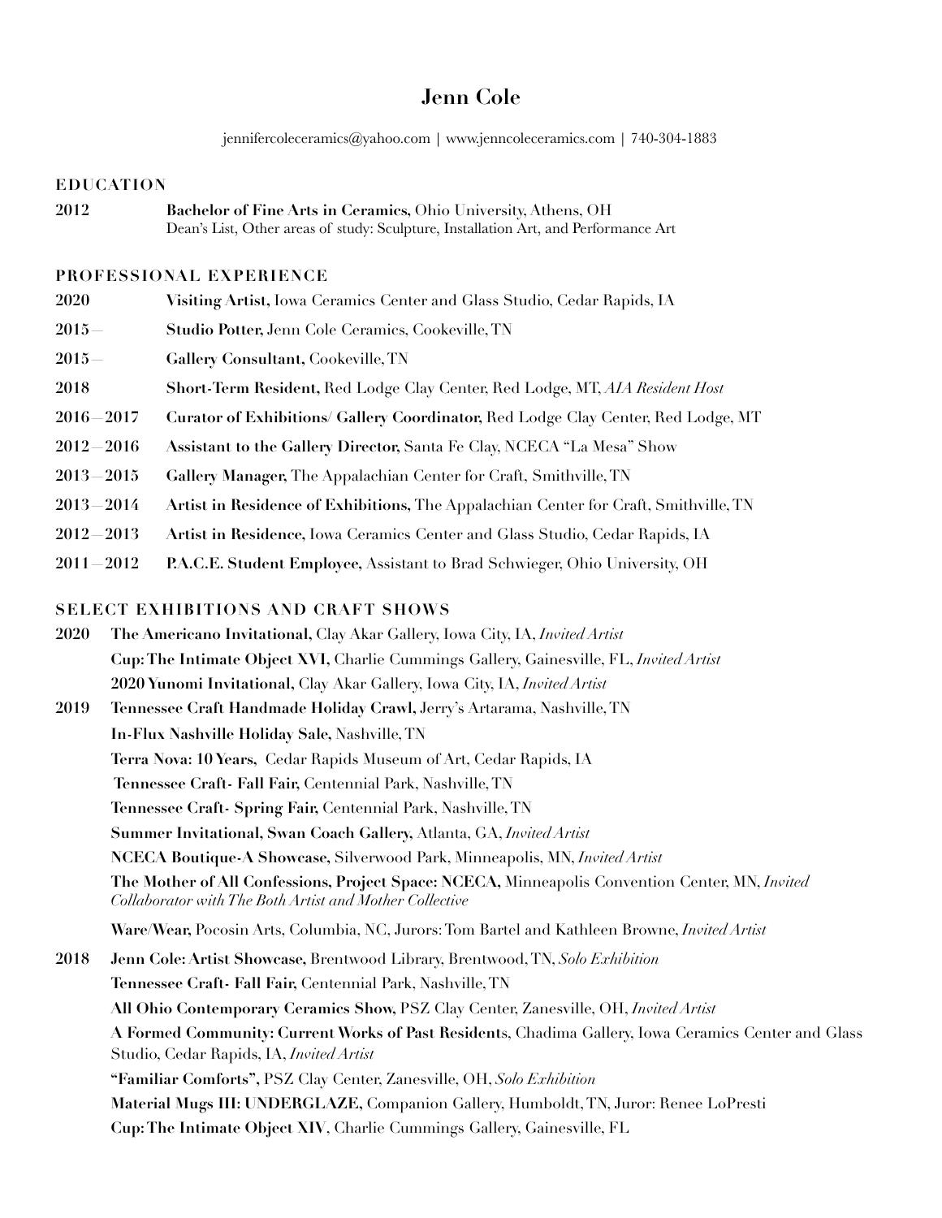# Jenn Cole

jennifercoleceramics@yahoo.com | www.jenncoleceramics.com | 740-304-1883

## EDUCATION

**2012** **Bachelor of Fine Arts in Ceramics,** Ohio University, Athens, OH
Dean's List, Other areas of study: Sculpture, Installation Art, and Performance Art

## PROFESSIONAL EXPERIENCE

**2020** **Visiting Artist,** Iowa Ceramics Center and Glass Studio, Cedar Rapids, IA

**2015—** **Studio Potter,** Jenn Cole Ceramics, Cookeville, TN

**2015—** **Gallery Consultant,** Cookeville, TN

**2018** **Short-Term Resident,** Red Lodge Clay Center, Red Lodge, MT, *AIA Resident Host*

**2016—2017** **Curator of Exhibitions/ Gallery Coordinator,** Red Lodge Clay Center, Red Lodge, MT

**2012—2016** **Assistant to the Gallery Director,** Santa Fe Clay, NCECA "La Mesa" Show

**2013—2015** **Gallery Manager,** The Appalachian Center for Craft, Smithville, TN

**2013—2014** **Artist in Residence of Exhibitions,** The Appalachian Center for Craft, Smithville, TN

**2012—2013** **Artist in Residence,** Iowa Ceramics Center and Glass Studio, Cedar Rapids, IA

**2011—2012** **P.A.C.E. Student Employee,** Assistant to Brad Schwieger, Ohio University, OH

## SELECT EXHIBITIONS AND CRAFT SHOWS

**2020**

**The Americano Invitational,** Clay Akar Gallery, Iowa City, IA, *Invited Artist*

**Cup: The Intimate Object XVI,** Charlie Cummings Gallery, Gainesville, FL, *Invited Artist*

**2020 Yunomi Invitational,** Clay Akar Gallery, Iowa City, IA, *Invited Artist*

**2019**

**Tennessee Craft Handmade Holiday Crawl,** Jerry's Artarama, Nashville, TN

**In-Flux Nashville Holiday Sale,** Nashville, TN

**Terra Nova: 10 Years,** Cedar Rapids Museum of Art, Cedar Rapids, IA

**Tennessee Craft- Fall Fair,** Centennial Park, Nashville, TN

**Tennessee Craft- Spring Fair,** Centennial Park, Nashville, TN

**Summer Invitational, Swan Coach Gallery,** Atlanta, GA, *Invited Artist*

**NCECA Boutique-A Showcase,** Silverwood Park, Minneapolis, MN, *Invited Artist*

**The Mother of All Confessions, Project Space: NCECA,** Minneapolis Convention Center, MN, *Invited Collaborator with The Both Artist and Mother Collective*

**Ware/Wear,** Pocosin Arts, Columbia, NC, Jurors: Tom Bartel and Kathleen Browne, *Invited Artist*

**2018**

**Jenn Cole: Artist Showcase,** Brentwood Library, Brentwood, TN, *Solo Exhibition*

**Tennessee Craft- Fall Fair,** Centennial Park, Nashville, TN

**All Ohio Contemporary Ceramics Show,** PSZ Clay Center, Zanesville, OH, *Invited Artist*

**A Formed Community: Current Works of Past Residents**, Chadima Gallery, Iowa Ceramics Center and Glass Studio, Cedar Rapids, IA, *Invited Artist*

**"Familiar Comforts"**, PSZ Clay Center, Zanesville, OH, *Solo Exhibition*

**Material Mugs III: UNDERGLAZE,** Companion Gallery, Humboldt, TN, Juror: Renee LoPresti

**Cup: The Intimate Object XIV**, Charlie Cummings Gallery, Gainesville, FL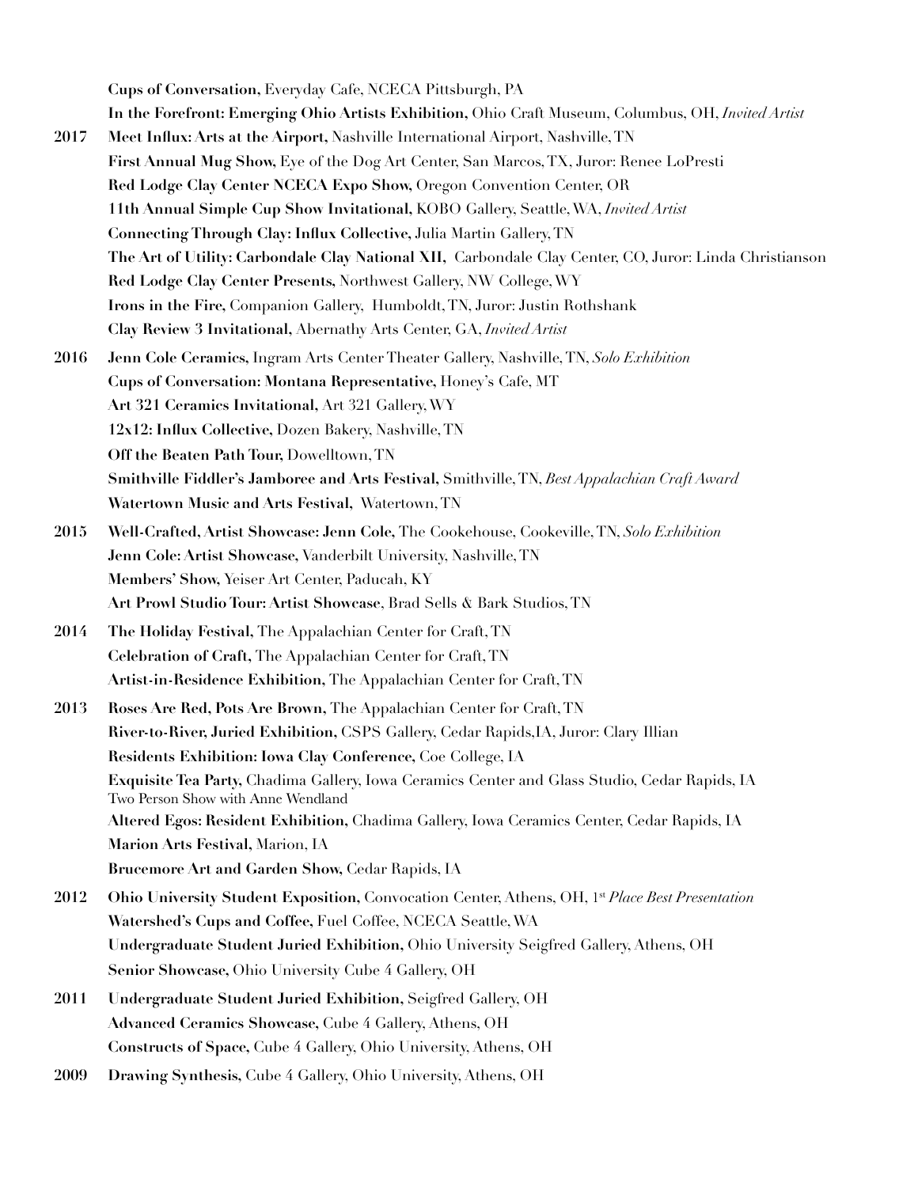**Cups of Conversation,** Everyday Cafe, NCECA Pittsburgh, PA

**In the Forefront: Emerging Ohio Artists Exhibition,** Ohio Craft Museum, Columbus, OH, *Invited Artist*

**2017** **Meet Influx: Arts at the Airport,** Nashville International Airport, Nashville, TN

**First Annual Mug Show,** Eye of the Dog Art Center, San Marcos, TX, Juror: Renee LoPresti

**Red Lodge Clay Center NCECA Expo Show,** Oregon Convention Center, OR

**11th Annual Simple Cup Show Invitational,** KOBO Gallery, Seattle, WA, *Invited Artist*

**Connecting Through Clay: Influx Collective,** Julia Martin Gallery, TN

**The Art of Utility: Carbondale Clay National XII,** Carbondale Clay Center, CO, Juror: Linda Christianson

**Red Lodge Clay Center Presents,** Northwest Gallery, NW College, WY

**Irons in the Fire,** Companion Gallery, Humboldt, TN, Juror: Justin Rothshank

**Clay Review 3 Invitational,** Abernathy Arts Center, GA, *Invited Artist*

**2016** **Jenn Cole Ceramics,** Ingram Arts Center Theater Gallery, Nashville, TN, *Solo Exhibition*

**Cups of Conversation: Montana Representative,** Honey's Cafe, MT

**Art 321 Ceramics Invitational,** Art 321 Gallery, WY

**12x12: Influx Collective,** Dozen Bakery, Nashville, TN

**Off the Beaten Path Tour,** Dowelltown, TN

**Smithville Fiddler's Jamboree and Arts Festival,** Smithville, TN, *Best Appalachian Craft Award*

**Watertown Music and Arts Festival,** Watertown, TN

**2015** **Well-Crafted, Artist Showcase: Jenn Cole,** The Cookehouse, Cookeville, TN, *Solo Exhibition*

**Jenn Cole: Artist Showcase,** Vanderbilt University, Nashville, TN

**Members' Show,** Yeiser Art Center, Paducah, KY

**Art Prowl Studio Tour: Artist Showcase**, Brad Sells & Bark Studios, TN

**2014** **The Holiday Festival,** The Appalachian Center for Craft, TN

**Celebration of Craft,** The Appalachian Center for Craft, TN

**Artist-in-Residence Exhibition,** The Appalachian Center for Craft, TN

**2013** **Roses Are Red, Pots Are Brown,** The Appalachian Center for Craft, TN

**River-to-River, Juried Exhibition,** CSPS Gallery, Cedar Rapids,IA, Juror: Clary Illian

**Residents Exhibition: Iowa Clay Conference,** Coe College, IA

**Exquisite Tea Party,** Chadima Gallery, Iowa Ceramics Center and Glass Studio, Cedar Rapids, IA
Two Person Show with Anne Wendland

**Altered Egos: Resident Exhibition,** Chadima Gallery, Iowa Ceramics Center, Cedar Rapids, IA

**Marion Arts Festival,** Marion, IA

**Brucemore Art and Garden Show,** Cedar Rapids, IA

**2012** **Ohio University Student Exposition,** Convocation Center, Athens, OH, *1st Place Best Presentation*

**Watershed's Cups and Coffee,** Fuel Coffee, NCECA Seattle, WA

**Undergraduate Student Juried Exhibition,** Ohio University Seigfred Gallery, Athens, OH

**Senior Showcase,** Ohio University Cube 4 Gallery, OH

**2011** **Undergraduate Student Juried Exhibition,** Seigfred Gallery, OH

**Advanced Ceramics Showcase,** Cube 4 Gallery, Athens, OH

**Constructs of Space,** Cube 4 Gallery, Ohio University, Athens, OH

**2009** **Drawing Synthesis,** Cube 4 Gallery, Ohio University, Athens, OH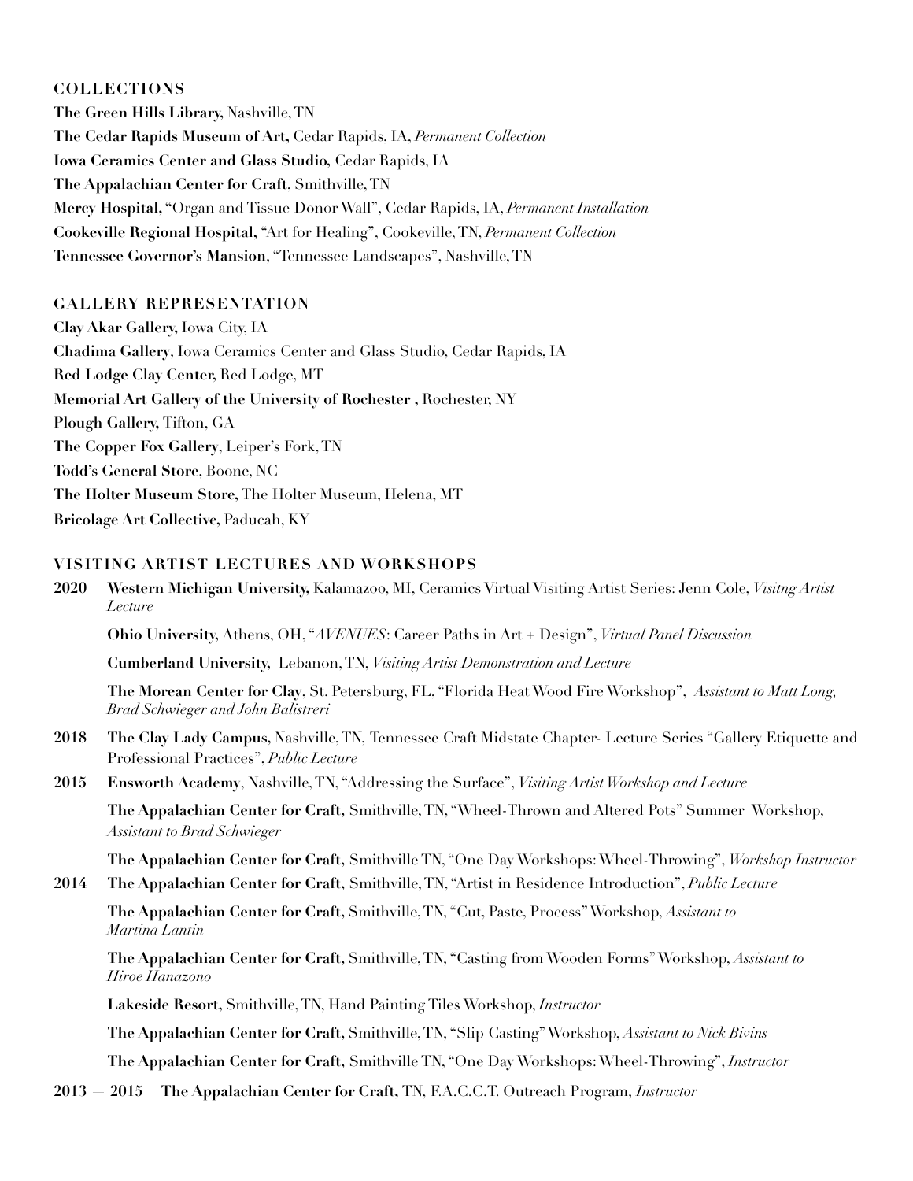## COLLECTIONS

**The Green Hills Library,** Nashville, TN

**The Cedar Rapids Museum of Art,** Cedar Rapids, IA, *Permanent Collection*

**Iowa Ceramics Center and Glass Studio,** Cedar Rapids, IA

**The Appalachian Center for Craft**, Smithville, TN

**Mercy Hospital, "**Organ and Tissue Donor Wall", Cedar Rapids, IA, *Permanent Installation*

**Cookeville Regional Hospital,** "Art for Healing", Cookeville, TN, *Permanent Collection*

**Tennessee Governor's Mansion**, "Tennessee Landscapes", Nashville, TN

## GALLERY REPRESENTATION

**Clay Akar Gallery,** Iowa City, IA

**Chadima Gallery**, Iowa Ceramics Center and Glass Studio, Cedar Rapids, IA

**Red Lodge Clay Center,** Red Lodge, MT

**Memorial Art Gallery of the University of Rochester ,** Rochester, NY

**Plough Gallery,** Tifton, GA

**The Copper Fox Gallery**, Leiper's Fork, TN

**Todd's General Store**, Boone, NC

**The Holter Museum Store,** The Holter Museum, Helena, MT

**Bricolage Art Collective,** Paducah, KY

## VISITING ARTIST LECTURES AND WORKSHOPS

**2020** **Western Michigan University,** Kalamazoo, MI, Ceramics Virtual Visiting Artist Series: Jenn Cole, *Visitng Artist Lecture*

**Ohio University,** Athens, OH, "*AVENUES*: Career Paths in Art + Design", *Virtual Panel Discussion*

**Cumberland University,** Lebanon, TN, *Visiting Artist Demonstration and Lecture*

**The Morean Center for Clay**, St. Petersburg, FL, "Florida Heat Wood Fire Workshop", *Assistant to Matt Long, Brad Schwieger and John Balistreri*

**2018** **The Clay Lady Campus,** Nashville, TN, Tennessee Craft Midstate Chapter- Lecture Series "Gallery Etiquette and Professional Practices", *Public Lecture*

**2015** **Ensworth Academy**, Nashville, TN, "Addressing the Surface", *Visiting Artist Workshop and Lecture*

**The Appalachian Center for Craft,** Smithville, TN, "Wheel-Thrown and Altered Pots" Summer Workshop, *Assistant to Brad Schwieger*

**The Appalachian Center for Craft,** Smithville TN, "One Day Workshops: Wheel-Throwing", *Workshop Instructor*

**2014** **The Appalachian Center for Craft,** Smithville, TN, "Artist in Residence Introduction", *Public Lecture*

**The Appalachian Center for Craft,** Smithville, TN, "Cut, Paste, Process" Workshop, *Assistant to Martina Lantin*

**The Appalachian Center for Craft,** Smithville, TN, "Casting from Wooden Forms" Workshop, *Assistant to Hiroe Hanazono*

**Lakeside Resort,** Smithville, TN, Hand Painting Tiles Workshop, *Instructor*

**The Appalachian Center for Craft,** Smithville, TN, "Slip Casting" Workshop, *Assistant to Nick Bivins*

**The Appalachian Center for Craft,** Smithville TN, "One Day Workshops: Wheel-Throwing", *Instructor*

**2013 — 2015** **The Appalachian Center for Craft,** TN, F.A.C.C.T. Outreach Program, *Instructor*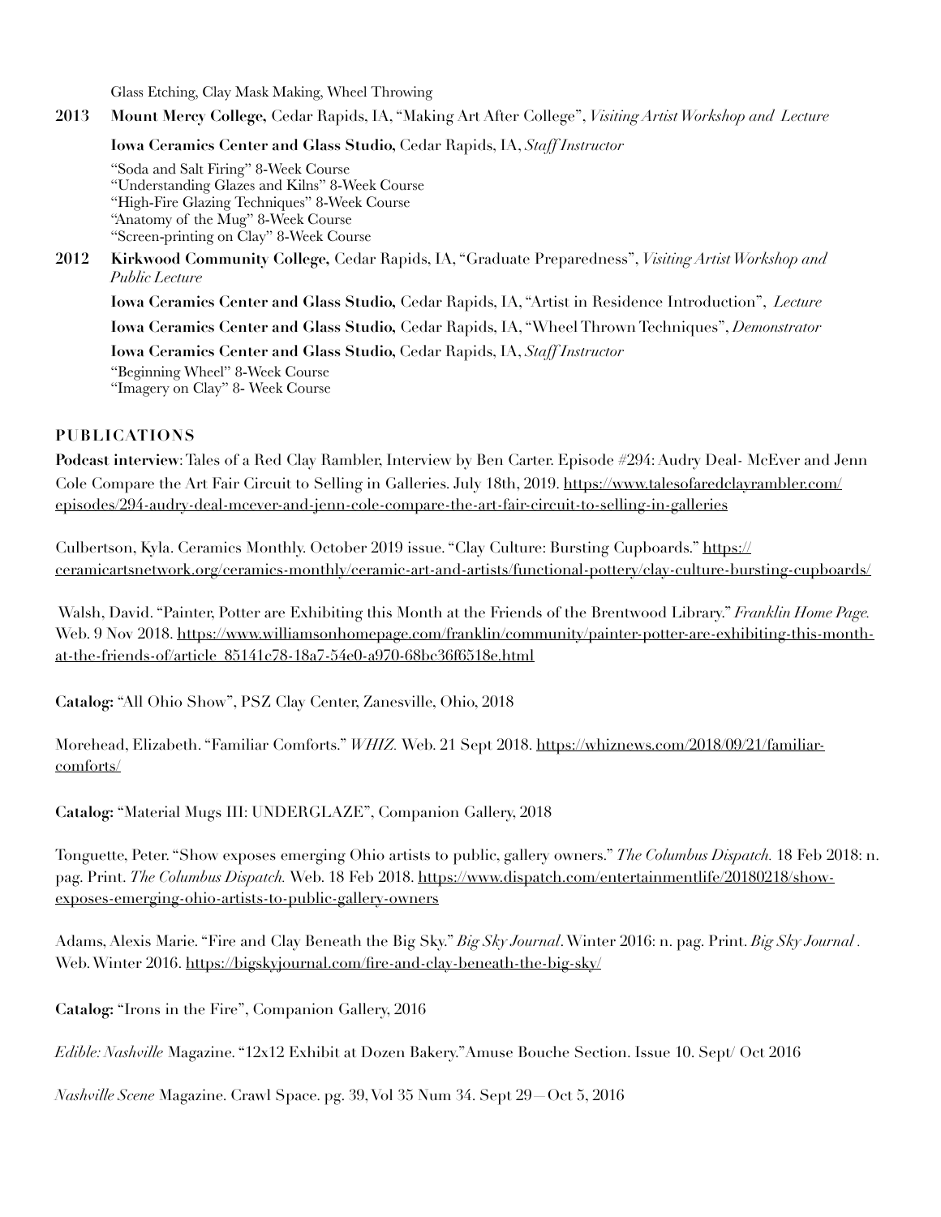Glass Etching, Clay Mask Making, Wheel Throwing

**2013** **Mount Mercy College,** Cedar Rapids, IA, "Making Art After College", *Visiting Artist Workshop and Lecture*

**Iowa Ceramics Center and Glass Studio,** Cedar Rapids, IA, *Staff Instructor*

"Soda and Salt Firing" 8-Week Course
"Understanding Glazes and Kilns" 8-Week Course
"High-Fire Glazing Techniques" 8-Week Course
"Anatomy of the Mug" 8-Week Course
"Screen-printing on Clay" 8-Week Course

**2012** **Kirkwood Community College,** Cedar Rapids, IA, "Graduate Preparedness", *Visiting Artist Workshop and Public Lecture*

**Iowa Ceramics Center and Glass Studio,** Cedar Rapids, IA, "Artist in Residence Introduction", *Lecture*

**Iowa Ceramics Center and Glass Studio,** Cedar Rapids, IA, "Wheel Thrown Techniques", *Demonstrator*

**Iowa Ceramics Center and Glass Studio,** Cedar Rapids, IA, *Staff Instructor*

"Beginning Wheel" 8-Week Course
"Imagery on Clay" 8- Week Course

## PUBLICATIONS

**Podcast interview**: Tales of a Red Clay Rambler, Interview by Ben Carter. Episode #294: Audry Deal- McEver and Jenn Cole Compare the Art Fair Circuit to Selling in Galleries. July 18th, 2019. https://www.talesofaredclayrambler.com/episodes/294-audry-deal-mcever-and-jenn-cole-compare-the-art-fair-circuit-to-selling-in-galleries

Culbertson, Kyla. Ceramics Monthly. October 2019 issue. "Clay Culture: Bursting Cupboards." https://ceramicartsnetwork.org/ceramics-monthly/ceramic-art-and-artists/functional-pottery/clay-culture-bursting-cupboards/

Walsh, David. "Painter, Potter are Exhibiting this Month at the Friends of the Brentwood Library." *Franklin Home Page.* Web. 9 Nov 2018. https://www.williamsonhomepage.com/franklin/community/painter-potter-are-exhibiting-this-month-at-the-friends-of/article_85141c78-18a7-54e0-a970-68bc36f6518e.html

**Catalog:** "All Ohio Show", PSZ Clay Center, Zanesville, Ohio, 2018

Morehead, Elizabeth. "Familiar Comforts." *WHIZ.* Web. 21 Sept 2018. https://whiznews.com/2018/09/21/familiar-comforts/

**Catalog:** "Material Mugs III: UNDERGLAZE", Companion Gallery, 2018

Tonguette, Peter. "Show exposes emerging Ohio artists to public, gallery owners." *The Columbus Dispatch.* 18 Feb 2018: n. pag. Print. *The Columbus Dispatch.* Web. 18 Feb 2018. https://www.dispatch.com/entertainmentlife/20180218/show-exposes-emerging-ohio-artists-to-public-gallery-owners

Adams, Alexis Marie. "Fire and Clay Beneath the Big Sky." *Big Sky Journal*. Winter 2016: n. pag. Print. *Big Sky Journal .* Web. Winter 2016. https://bigskyjournal.com/fire-and-clay-beneath-the-big-sky/

**Catalog:** "Irons in the Fire", Companion Gallery, 2016

*Edible: Nashville* Magazine. "12x12 Exhibit at Dozen Bakery." Amuse Bouche Section. Issue 10. Sept/ Oct 2016

*Nashville Scene* Magazine. Crawl Space. pg. 39, Vol 35 Num 34. Sept 29—Oct 5, 2016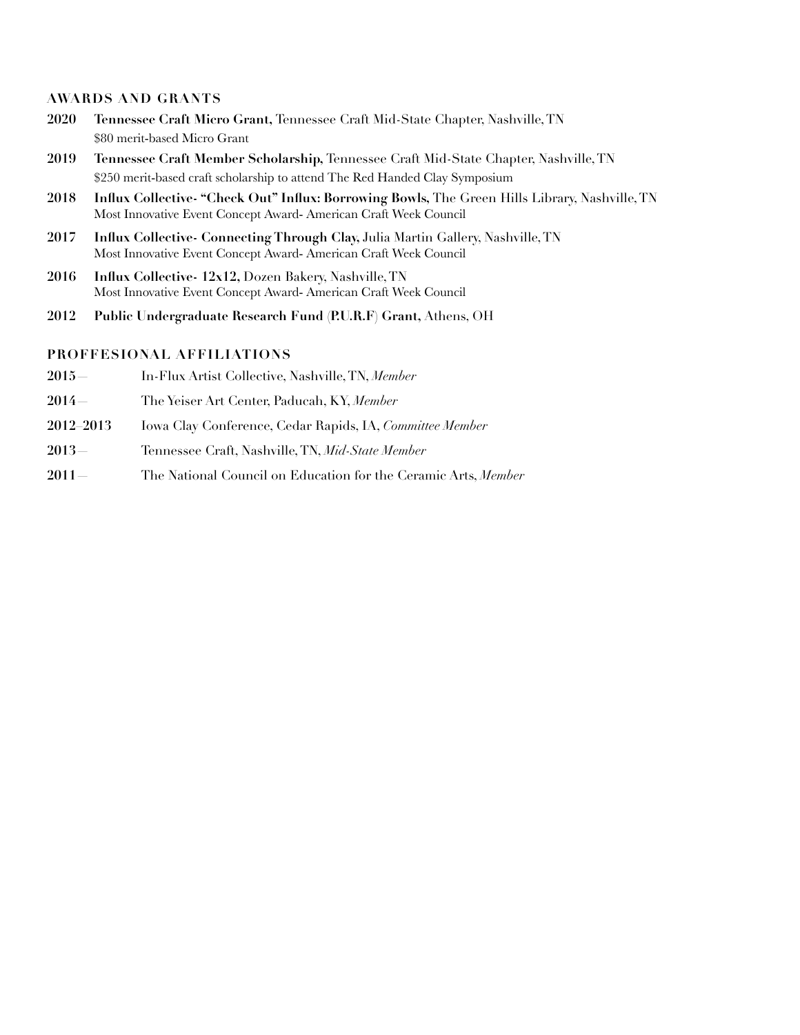## AWARDS AND GRANTS

**2020** **Tennessee Craft Micro Grant,** Tennessee Craft Mid-State Chapter, Nashville, TN
$80 merit-based Micro Grant

**2019** **Tennessee Craft Member Scholarship,** Tennessee Craft Mid-State Chapter, Nashville, TN
$250 merit-based craft scholarship to attend The Red Handed Clay Symposium

**2018** **Influx Collective- "Check Out" Influx: Borrowing Bowls,** The Green Hills Library, Nashville, TN
Most Innovative Event Concept Award- American Craft Week Council

**2017** **Influx Collective- Connecting Through Clay,** Julia Martin Gallery, Nashville, TN
Most Innovative Event Concept Award- American Craft Week Council

**2016** **Influx Collective- 12x12,** Dozen Bakery, Nashville, TN
Most Innovative Event Concept Award- American Craft Week Council

**2012** **Public Undergraduate Research Fund (P.U.R.F) Grant,** Athens, OH

## PROFFESIONAL AFFILIATIONS

**2015**— In-Flux Artist Collective, Nashville, TN, *Member*

**2014**— The Yeiser Art Center, Paducah, KY, *Member*

**2012–2013** Iowa Clay Conference, Cedar Rapids, IA, *Committee Member*

**2013**— Tennessee Craft, Nashville, TN, *Mid-State Member*

**2011**— The National Council on Education for the Ceramic Arts, *Member*